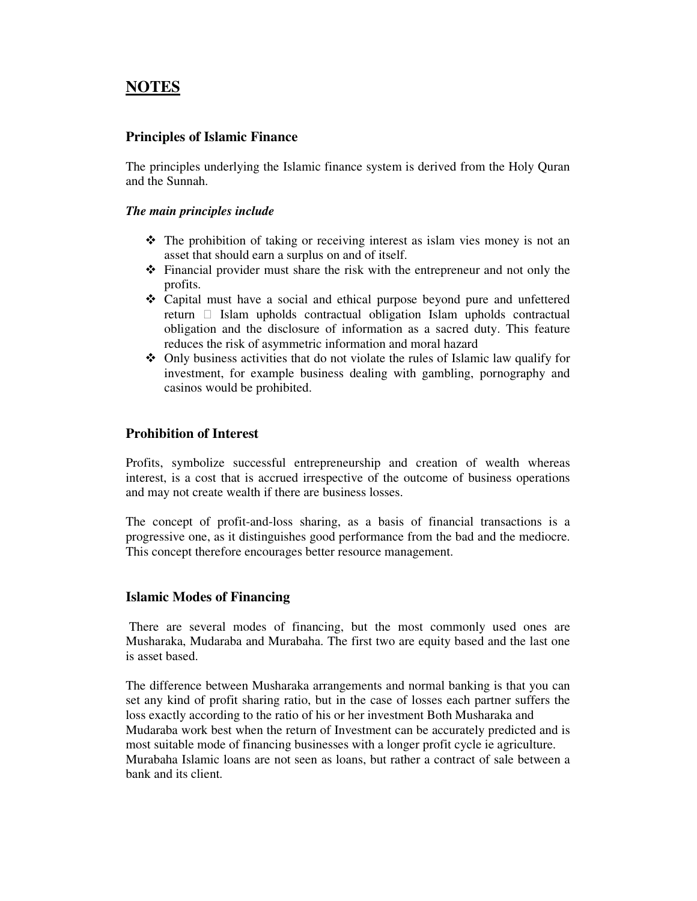# NOTES

## Principles of Islamic Finance

The principles underlying the Islamic finance system is derived from the Holy Quran and the Sunnah.

***The main principles include***

- The prohibition of taking or receiving interest as islam vies money is not an asset that should earn a surplus on and of itself.
- Financial provider must share the risk with the entrepreneur and not only the profits.
- Capital must have a social and ethical purpose beyond pure and unfettered return  Islam upholds contractual obligation Islam upholds contractual obligation and the disclosure of information as a sacred duty. This feature reduces the risk of asymmetric information and moral hazard
- Only business activities that do not violate the rules of Islamic law qualify for investment, for example business dealing with gambling, pornography and casinos would be prohibited.

## Prohibition of Interest

Profits, symbolize successful entrepreneurship and creation of wealth whereas interest, is a cost that is accrued irrespective of the outcome of business operations and may not create wealth if there are business losses.

The concept of profit-and-loss sharing, as a basis of financial transactions is a progressive one, as it distinguishes good performance from the bad and the mediocre. This concept therefore encourages better resource management.

## Islamic Modes of Financing

There are several modes of financing, but the most commonly used ones are Musharaka, Mudaraba and Murabaha. The first two are equity based and the last one is asset based.

The difference between Musharaka arrangements and normal banking is that you can set any kind of profit sharing ratio, but in the case of losses each partner suffers the loss exactly according to the ratio of his or her investment Both Musharaka and Mudaraba work best when the return of Investment can be accurately predicted and is most suitable mode of financing businesses with a longer profit cycle ie agriculture. Murabaha Islamic loans are not seen as loans, but rather a contract of sale between a bank and its client.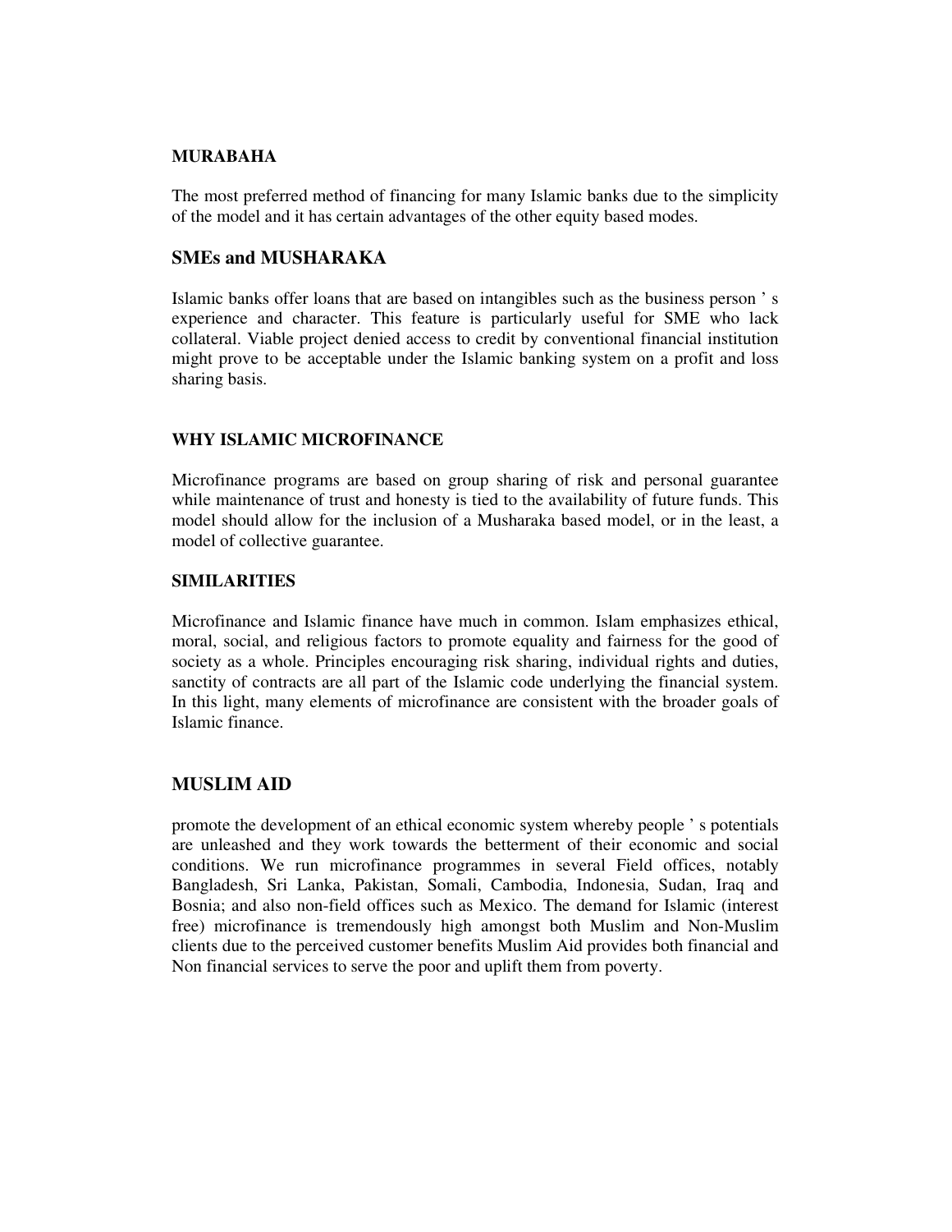**MURABAHA**

The most preferred method of financing for many Islamic banks due to the simplicity of the model and it has certain advantages of the other equity based modes.

## SMEs and MUSHARAKA

Islamic banks offer loans that are based on intangibles such as the business person ' s experience and character. This feature is particularly useful for SME who lack collateral. Viable project denied access to credit by conventional financial institution might prove to be acceptable under the Islamic banking system on a profit and loss sharing basis.

**WHY ISLAMIC MICROFINANCE**

Microfinance programs are based on group sharing of risk and personal guarantee while maintenance of trust and honesty is tied to the availability of future funds. This model should allow for the inclusion of a Musharaka based model, or in the least, a model of collective guarantee.

**SIMILARITIES**

Microfinance and Islamic finance have much in common. Islam emphasizes ethical, moral, social, and religious factors to promote equality and fairness for the good of society as a whole. Principles encouraging risk sharing, individual rights and duties, sanctity of contracts are all part of the Islamic code underlying the financial system. In this light, many elements of microfinance are consistent with the broader goals of Islamic finance.

## MUSLIM AID

promote the development of an ethical economic system whereby people ' s potentials are unleashed and they work towards the betterment of their economic and social conditions. We run microfinance programmes in several Field offices, notably Bangladesh, Sri Lanka, Pakistan, Somali, Cambodia, Indonesia, Sudan, Iraq and Bosnia; and also non-field offices such as Mexico. The demand for Islamic (interest free) microfinance is tremendously high amongst both Muslim and Non-Muslim clients due to the perceived customer benefits Muslim Aid provides both financial and Non financial services to serve the poor and uplift them from poverty.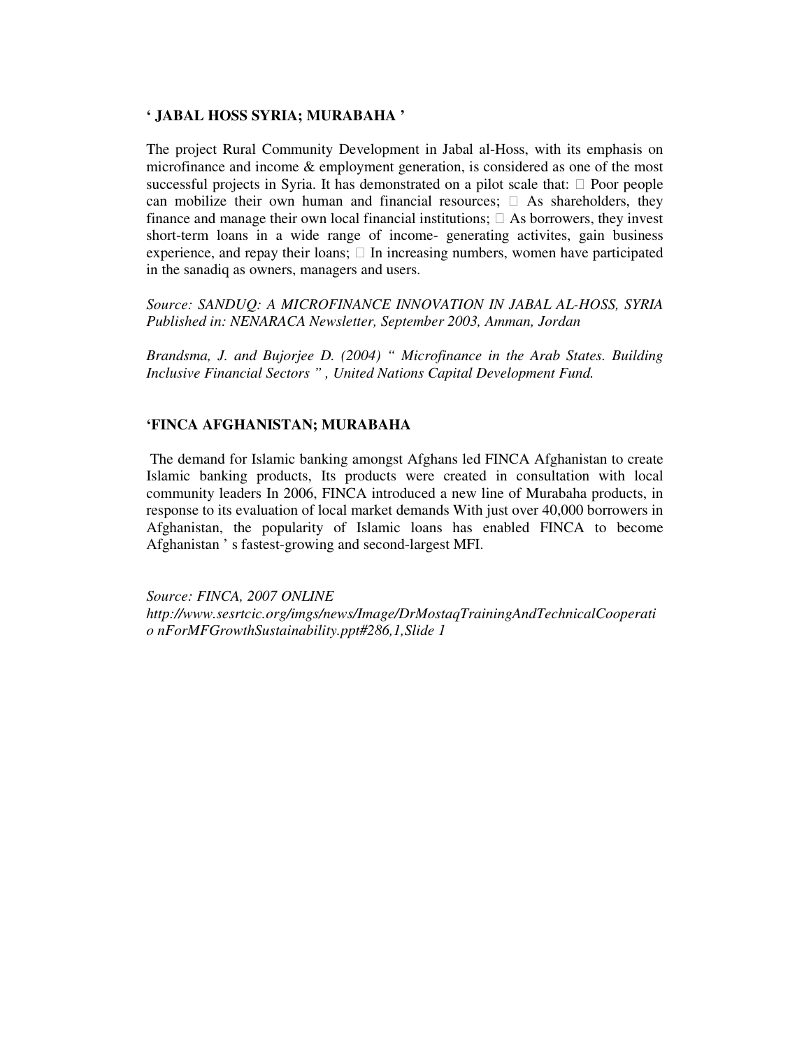**‘ JABAL HOSS SYRIA; MURABAHA ’**

The project Rural Community Development in Jabal al-Hoss, with its emphasis on microfinance and income & employment generation, is considered as one of the most successful projects in Syria. It has demonstrated on a pilot scale that:  Poor people can mobilize their own human and financial resources;  As shareholders, they finance and manage their own local financial institutions;  As borrowers, they invest short-term loans in a wide range of income- generating activites, gain business experience, and repay their loans;  In increasing numbers, women have participated in the sanadiq as owners, managers and users.

*Source: SANDUQ: A MICROFINANCE INNOVATION IN JABAL AL-HOSS, SYRIA Published in: NENARACA Newsletter, September 2003, Amman, Jordan*

*Brandsma, J. and Bujorjee D. (2004) “ Microfinance in the Arab States. Building Inclusive Financial Sectors ” , United Nations Capital Development Fund.*

**‘FINCA AFGHANISTAN; MURABAHA**

The demand for Islamic banking amongst Afghans led FINCA Afghanistan to create Islamic banking products, Its products were created in consultation with local community leaders In 2006, FINCA introduced a new line of Murabaha products, in response to its evaluation of local market demands With just over 40,000 borrowers in Afghanistan, the popularity of Islamic loans has enabled FINCA to become Afghanistan ’ s fastest-growing and second-largest MFI.

*Source: FINCA, 2007 ONLINE*
*http://www.sesrtcic.org/imgs/news/Image/DrMostaqTrainingAndTechnicalCooperati o nForMFGrowthSustainability.ppt#286,1,Slide 1*